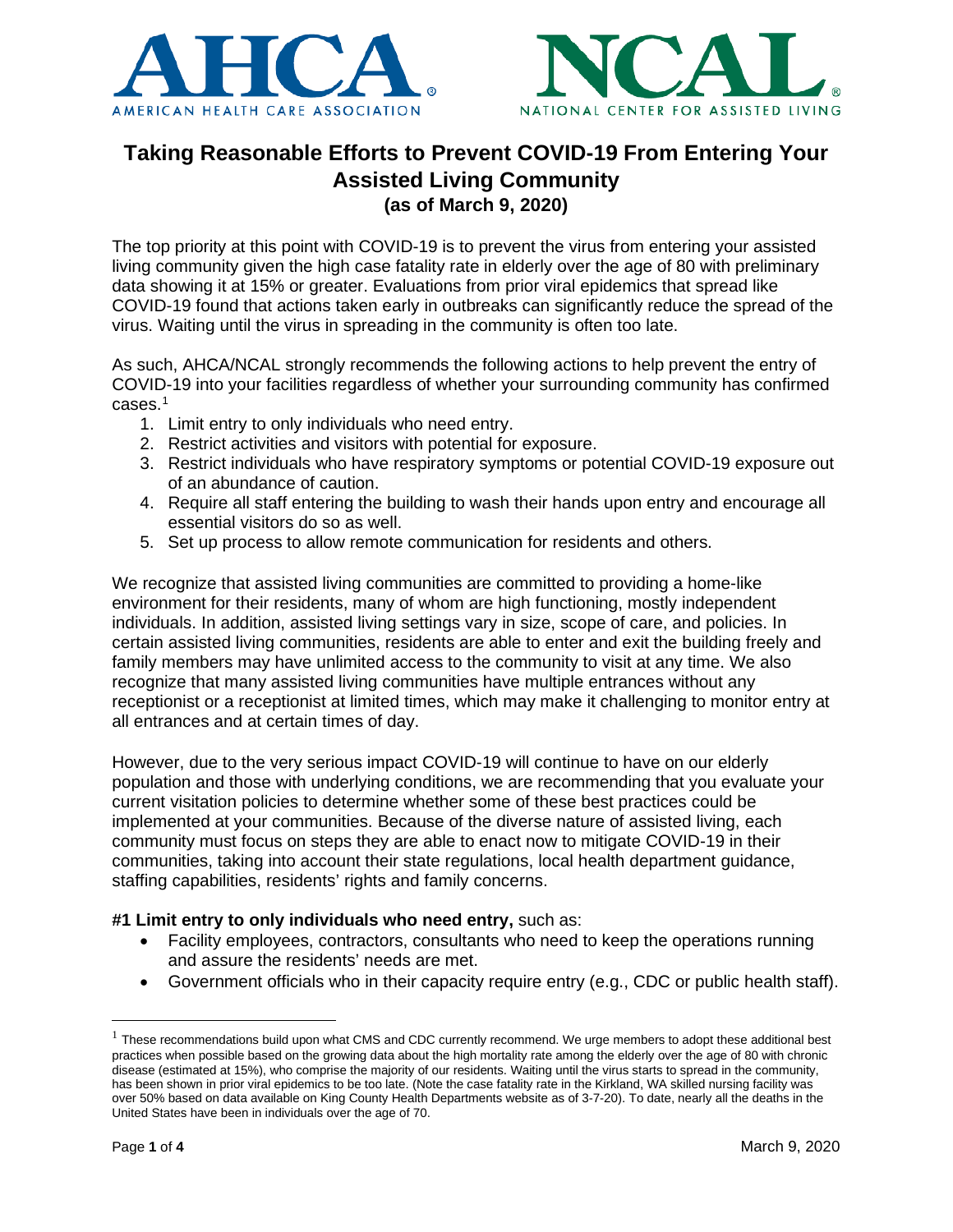AHCA
AMERICAN HEALTH CARE ASSOCIATION

NCAL
NATIONAL CENTER FOR ASSISTED LIVING

# Taking Reasonable Efforts to Prevent COVID-19 From Entering Your Assisted Living Community
## (as of March 9, 2020)

The top priority at this point with COVID-19 is to prevent the virus from entering your assisted living community given the high case fatality rate in elderly over the age of 80 with preliminary data showing it at 15% or greater. Evaluations from prior viral epidemics that spread like COVID-19 found that actions taken early in outbreaks can significantly reduce the spread of the virus. Waiting until the virus in spreading in the community is often too late.

As such, AHCA/NCAL strongly recommends the following actions to help prevent the entry of COVID-19 into your facilities regardless of whether your surrounding community has confirmed cases.[1]

1. Limit entry to only individuals who need entry.
2. Restrict activities and visitors with potential for exposure.
3. Restrict individuals who have respiratory symptoms or potential COVID-19 exposure out of an abundance of caution.
4. Require all staff entering the building to wash their hands upon entry and encourage all essential visitors do so as well.
5. Set up process to allow remote communication for residents and others.

We recognize that assisted living communities are committed to providing a home-like environment for their residents, many of whom are high functioning, mostly independent individuals. In addition, assisted living settings vary in size, scope of care, and policies. In certain assisted living communities, residents are able to enter and exit the building freely and family members may have unlimited access to the community to visit at any time. We also recognize that many assisted living communities have multiple entrances without any receptionist or a receptionist at limited times, which may make it challenging to monitor entry at all entrances and at certain times of day.

However, due to the very serious impact COVID-19 will continue to have on our elderly population and those with underlying conditions, we are recommending that you evaluate your current visitation policies to determine whether some of these best practices could be implemented at your communities. Because of the diverse nature of assisted living, each community must focus on steps they are able to enact now to mitigate COVID-19 in their communities, taking into account their state regulations, local health department guidance, staffing capabilities, residents' rights and family concerns.

**#1 Limit entry to only individuals who need entry,** such as:

- Facility employees, contractors, consultants who need to keep the operations running and assure the residents' needs are met.
- Government officials who in their capacity require entry (e.g., CDC or public health staff).

[1] These recommendations build upon what CMS and CDC currently recommend. We urge members to adopt these additional best practices when possible based on the growing data about the high mortality rate among the elderly over the age of 80 with chronic disease (estimated at 15%), who comprise the majority of our residents. Waiting until the virus starts to spread in the community, has been shown in prior viral epidemics to be too late. (Note the case fatality rate in the Kirkland, WA skilled nursing facility was over 50% based on data available on King County Health Departments website as of 3-7-20). To date, nearly all the deaths in the United States have been in individuals over the age of 70.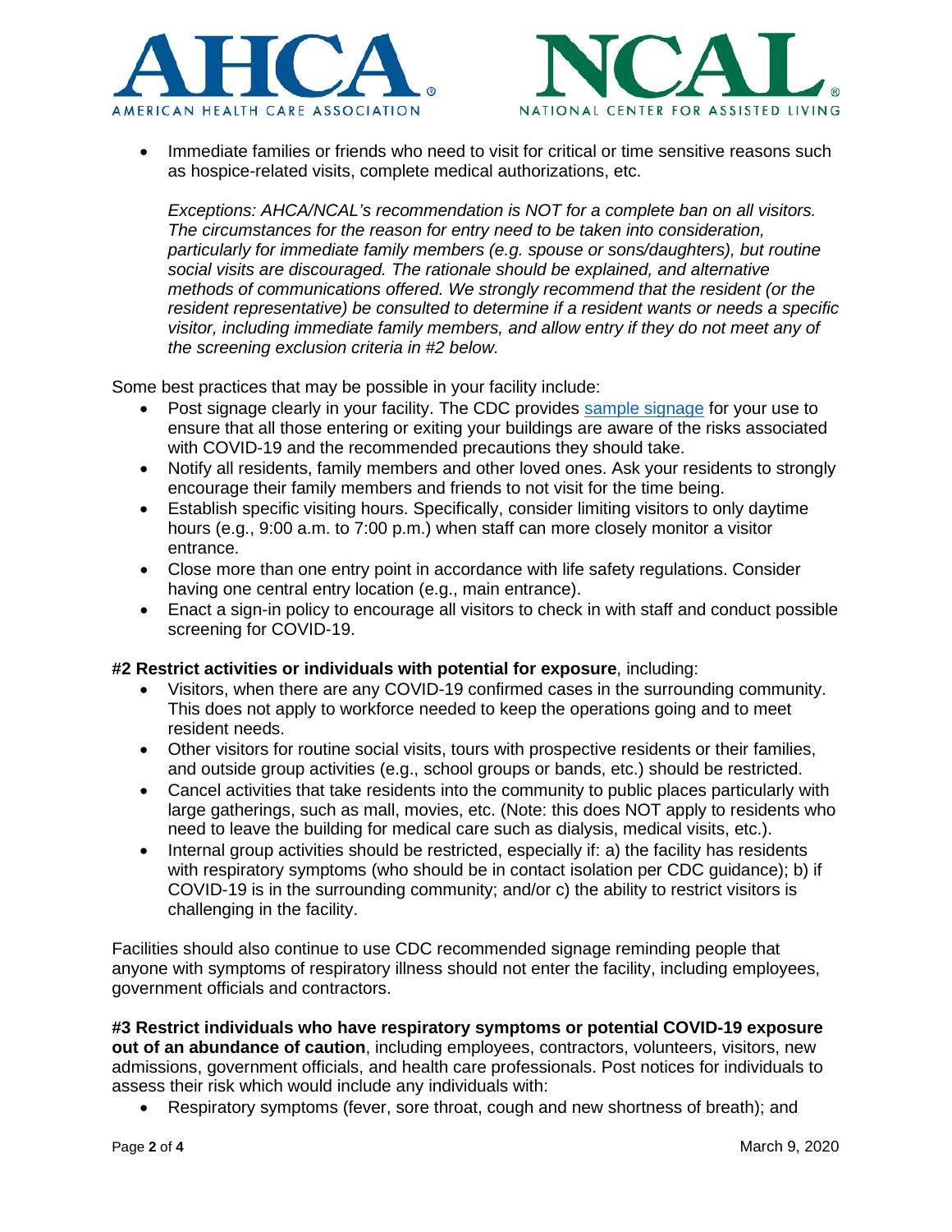- Immediate families or friends who need to visit for critical or time sensitive reasons such as hospice-related visits, complete medical authorizations, etc.

  *Exceptions: AHCA/NCAL's recommendation is NOT for a complete ban on all visitors. The circumstances for the reason for entry need to be taken into consideration, particularly for immediate family members (e.g. spouse or sons/daughters), but routine social visits are discouraged. The rationale should be explained, and alternative methods of communications offered. We strongly recommend that the resident (or the resident representative) be consulted to determine if a resident wants or needs a specific visitor, including immediate family members, and allow entry if they do not meet any of the screening exclusion criteria in #2 below.*

Some best practices that may be possible in your facility include:

- Post signage clearly in your facility. The CDC provides sample signage for your use to ensure that all those entering or exiting your buildings are aware of the risks associated with COVID-19 and the recommended precautions they should take.
- Notify all residents, family members and other loved ones. Ask your residents to strongly encourage their family members and friends to not visit for the time being.
- Establish specific visiting hours. Specifically, consider limiting visitors to only daytime hours (e.g., 9:00 a.m. to 7:00 p.m.) when staff can more closely monitor a visitor entrance.
- Close more than one entry point in accordance with life safety regulations. Consider having one central entry location (e.g., main entrance).
- Enact a sign-in policy to encourage all visitors to check in with staff and conduct possible screening for COVID-19.

**#2 Restrict activities or individuals with potential for exposure**, including:

- Visitors, when there are any COVID-19 confirmed cases in the surrounding community. This does not apply to workforce needed to keep the operations going and to meet resident needs.
- Other visitors for routine social visits, tours with prospective residents or their families, and outside group activities (e.g., school groups or bands, etc.) should be restricted.
- Cancel activities that take residents into the community to public places particularly with large gatherings, such as mall, movies, etc. (Note: this does NOT apply to residents who need to leave the building for medical care such as dialysis, medical visits, etc.).
- Internal group activities should be restricted, especially if: a) the facility has residents with respiratory symptoms (who should be in contact isolation per CDC guidance); b) if COVID-19 is in the surrounding community; and/or c) the ability to restrict visitors is challenging in the facility.

Facilities should also continue to use CDC recommended signage reminding people that anyone with symptoms of respiratory illness should not enter the facility, including employees, government officials and contractors.

**#3 Restrict individuals who have respiratory symptoms or potential COVID-19 exposure out of an abundance of caution**, including employees, contractors, volunteers, visitors, new admissions, government officials, and health care professionals. Post notices for individuals to assess their risk which would include any individuals with:

- Respiratory symptoms (fever, sore throat, cough and new shortness of breath); and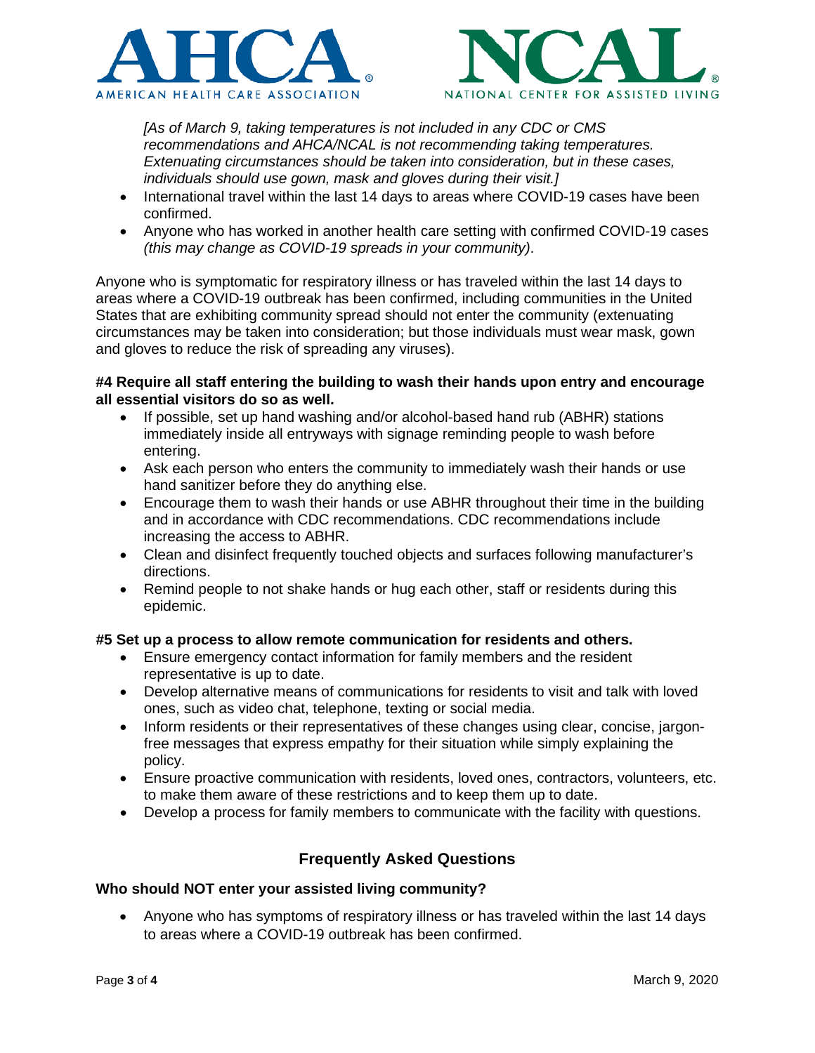*[As of March 9, taking temperatures is not included in any CDC or CMS recommendations and AHCA/NCAL is not recommending taking temperatures. Extenuating circumstances should be taken into consideration, but in these cases, individuals should use gown, mask and gloves during their visit.]*

- International travel within the last 14 days to areas where COVID-19 cases have been confirmed.
- Anyone who has worked in another health care setting with confirmed COVID-19 cases *(this may change as COVID-19 spreads in your community)*.

Anyone who is symptomatic for respiratory illness or has traveled within the last 14 days to areas where a COVID-19 outbreak has been confirmed, including communities in the United States that are exhibiting community spread should not enter the community (extenuating circumstances may be taken into consideration; but those individuals must wear mask, gown and gloves to reduce the risk of spreading any viruses).

**#4 Require all staff entering the building to wash their hands upon entry and encourage all essential visitors do so as well.**

- If possible, set up hand washing and/or alcohol-based hand rub (ABHR) stations immediately inside all entryways with signage reminding people to wash before entering.
- Ask each person who enters the community to immediately wash their hands or use hand sanitizer before they do anything else.
- Encourage them to wash their hands or use ABHR throughout their time in the building and in accordance with CDC recommendations. CDC recommendations include increasing the access to ABHR.
- Clean and disinfect frequently touched objects and surfaces following manufacturer's directions.
- Remind people to not shake hands or hug each other, staff or residents during this epidemic.

**#5 Set up a process to allow remote communication for residents and others.**

- Ensure emergency contact information for family members and the resident representative is up to date.
- Develop alternative means of communications for residents to visit and talk with loved ones, such as video chat, telephone, texting or social media.
- Inform residents or their representatives of these changes using clear, concise, jargon-free messages that express empathy for their situation while simply explaining the policy.
- Ensure proactive communication with residents, loved ones, contractors, volunteers, etc. to make them aware of these restrictions and to keep them up to date.
- Develop a process for family members to communicate with the facility with questions.

## Frequently Asked Questions

**Who should NOT enter your assisted living community?**

- Anyone who has symptoms of respiratory illness or has traveled within the last 14 days to areas where a COVID-19 outbreak has been confirmed.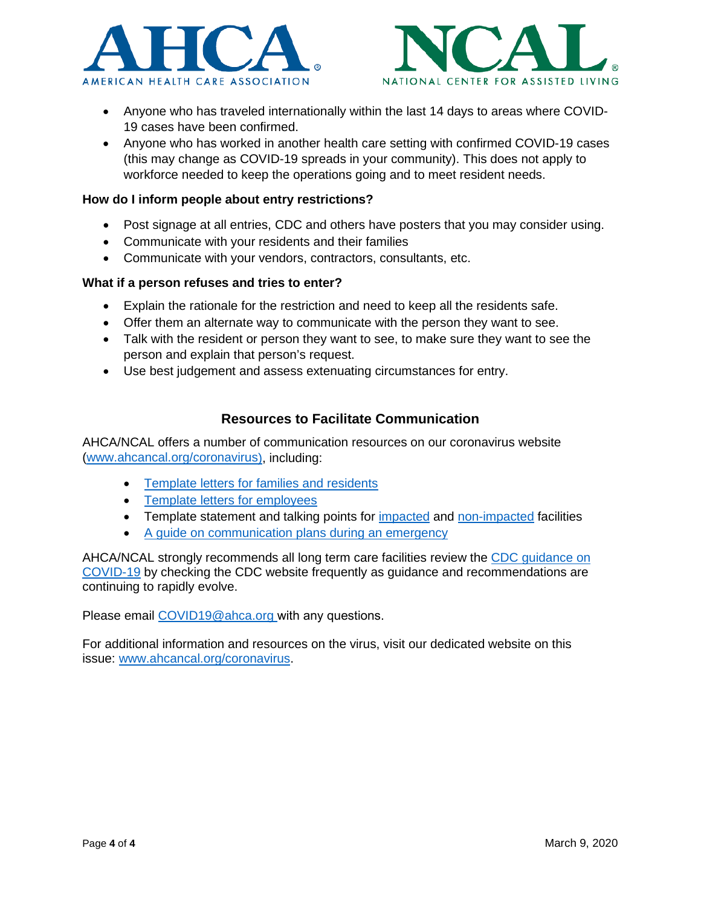- Anyone who has traveled internationally within the last 14 days to areas where COVID-19 cases have been confirmed.
- Anyone who has worked in another health care setting with confirmed COVID-19 cases (this may change as COVID-19 spreads in your community). This does not apply to workforce needed to keep the operations going and to meet resident needs.

**How do I inform people about entry restrictions?**

- Post signage at all entries, CDC and others have posters that you may consider using.
- Communicate with your residents and their families
- Communicate with your vendors, contractors, consultants, etc.

**What if a person refuses and tries to enter?**

- Explain the rationale for the restriction and need to keep all the residents safe.
- Offer them an alternate way to communicate with the person they want to see.
- Talk with the resident or person they want to see, to make sure they want to see the person and explain that person's request.
- Use best judgement and assess extenuating circumstances for entry.

## Resources to Facilitate Communication

AHCA/NCAL offers a number of communication resources on our coronavirus website (www.ahcancal.org/coronavirus), including:

- Template letters for families and residents
- Template letters for employees
- Template statement and talking points for impacted and non-impacted facilities
- A guide on communication plans during an emergency

AHCA/NCAL strongly recommends all long term care facilities review the CDC guidance on COVID-19 by checking the CDC website frequently as guidance and recommendations are continuing to rapidly evolve.

Please email COVID19@ahca.org with any questions.

For additional information and resources on the virus, visit our dedicated website on this issue: www.ahcancal.org/coronavirus.